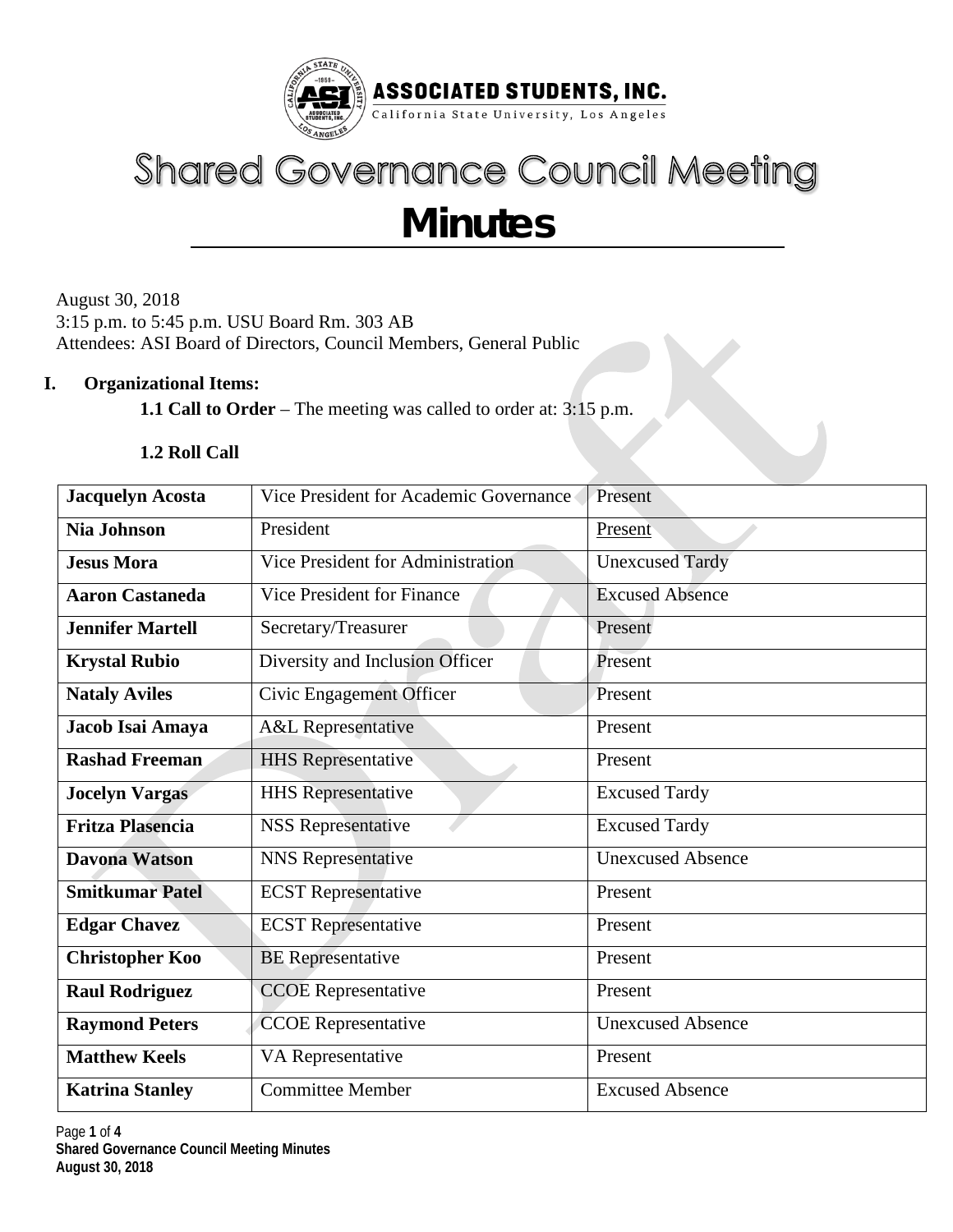**ASSOCIATED STUDENTS, INC.**
California State University, Los Angeles

# Shared Governance Council Meeting

# Minutes

August 30, 2018
3:15 p.m. to 5:45 p.m. USU Board Rm. 303 AB
Attendees: ASI Board of Directors, Council Members, General Public

## I. Organizational Items:

**1.1 Call to Order** – The meeting was called to order at: 3:15 p.m.

**1.2 Roll Call**

| | | |
|---|---|---|
| **Jacquelyn Acosta** | Vice President for Academic Governance | Present |
| **Nia Johnson** | President | Present |
| **Jesus Mora** | Vice President for Administration | Unexcused Tardy |
| **Aaron Castaneda** | Vice President for Finance | Excused Absence |
| **Jennifer Martell** | Secretary/Treasurer | Present |
| **Krystal Rubio** | Diversity and Inclusion Officer | Present |
| **Nataly Aviles** | Civic Engagement Officer | Present |
| **Jacob Isai Amaya** | A&L Representative | Present |
| **Rashad Freeman** | HHS Representative | Present |
| **Jocelyn Vargas** | HHS Representative | Excused Tardy |
| **Fritza Plasencia** | NSS Representative | Excused Tardy |
| **Davona Watson** | NNS Representative | Unexcused Absence |
| **Smitkumar Patel** | ECST Representative | Present |
| **Edgar Chavez** | ECST Representative | Present |
| **Christopher Koo** | BE Representative | Present |
| **Raul Rodriguez** | CCOE Representative | Present |
| **Raymond Peters** | CCOE Representative | Unexcused Absence |
| **Matthew Keels** | VA Representative | Present |
| **Katrina Stanley** | Committee Member | Excused Absence |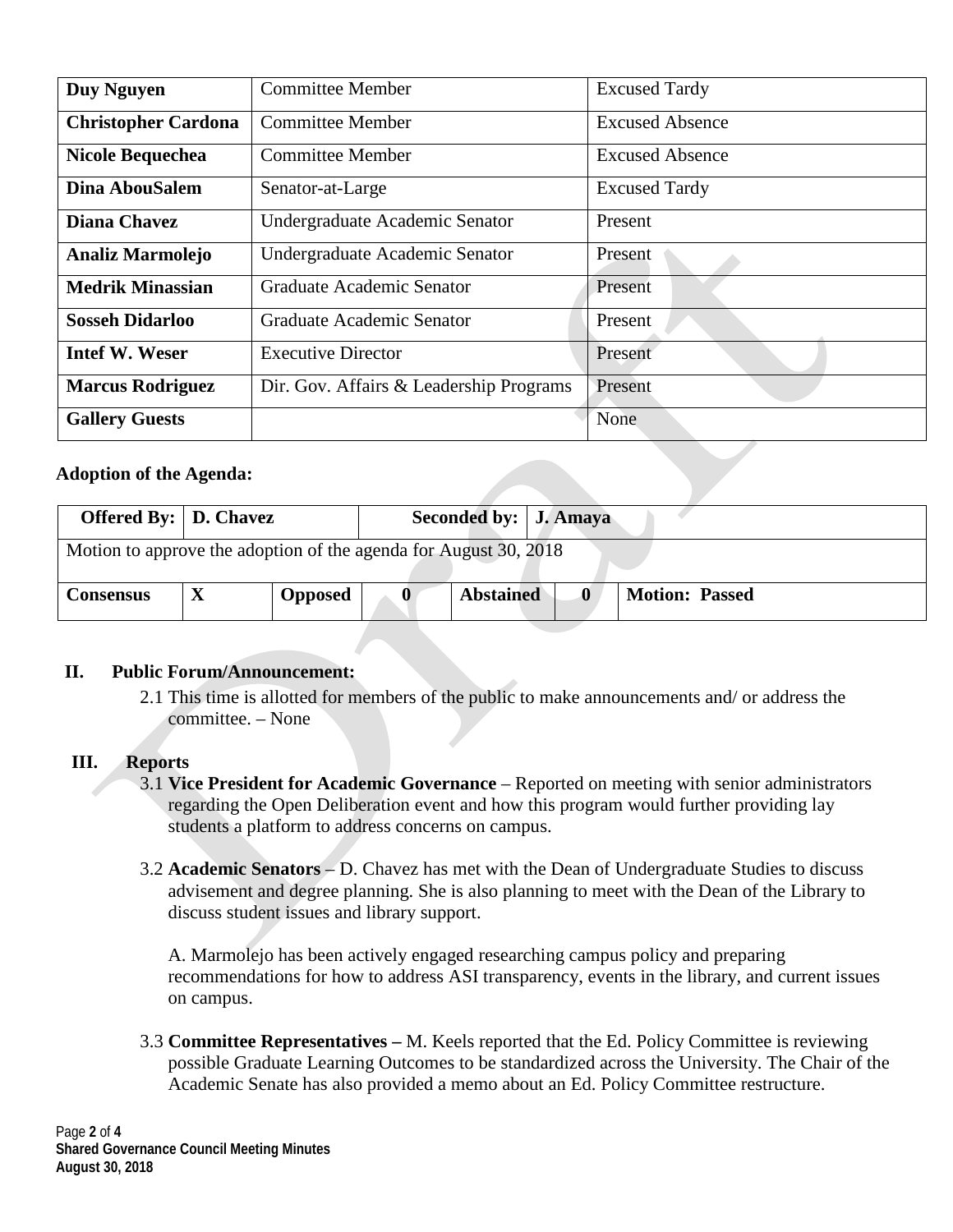| | | |
|---|---|---|
| **Duy Nguyen** | Committee Member | Excused Tardy |
| **Christopher Cardona** | Committee Member | Excused Absence |
| **Nicole Bequechea** | Committee Member | Excused Absence |
| **Dina AbouSalem** | Senator-at-Large | Excused Tardy |
| **Diana Chavez** | Undergraduate Academic Senator | Present |
| **Analiz Marmolejo** | Undergraduate Academic Senator | Present |
| **Medrik Minassian** | Graduate Academic Senator | Present |
| **Sosseh Didarloo** | Graduate Academic Senator | Present |
| **Intef W. Weser** | Executive Director | Present |
| **Marcus Rodriguez** | Dir. Gov. Affairs & Leadership Programs | Present |
| **Gallery Guests** | | None |

**Adoption of the Agenda:**

| **Offered By:** | **D. Chavez** | | **Seconded by:** | **J. Amaya** | | |
|---|---|---|---|---|---|---|
| Motion to approve the adoption of the agenda for August 30, 2018 | | | | | | |
| **Consensus** | **X** | **Opposed** | **0** | **Abstained** | **0** | **Motion: Passed** |

## II. Public Forum/Announcement:

2.1 This time is allotted for members of the public to make announcements and/ or address the committee. – None

## III. Reports

3.1 **Vice President for Academic Governance** – Reported on meeting with senior administrators regarding the Open Deliberation event and how this program would further providing lay students a platform to address concerns on campus.

3.2 **Academic Senators** – D. Chavez has met with the Dean of Undergraduate Studies to discuss advisement and degree planning. She is also planning to meet with the Dean of the Library to discuss student issues and library support.

A. Marmolejo has been actively engaged researching campus policy and preparing recommendations for how to address ASI transparency, events in the library, and current issues on campus.

3.3 **Committee Representatives –** M. Keels reported that the Ed. Policy Committee is reviewing possible Graduate Learning Outcomes to be standardized across the University. The Chair of the Academic Senate has also provided a memo about an Ed. Policy Committee restructure.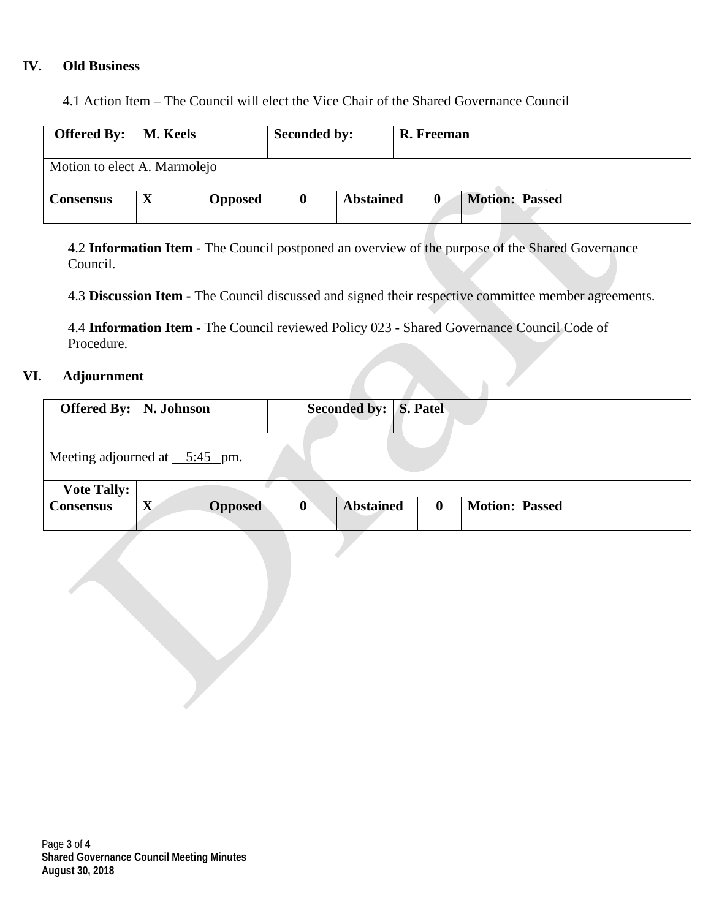## IV. Old Business

4.1 Action Item – The Council will elect the Vice Chair of the Shared Governance Council

| **Offered By:** | **M. Keels** | | **Seconded by:** | | **R. Freeman** | |
|---|---|---|---|---|---|---|
| Motion to elect A. Marmolejo | | | | | | |
| **Consensus** | **X** | **Opposed** | **0** | **Abstained** | **0** | **Motion: Passed** |

4.2 **Information Item** - The Council postponed an overview of the purpose of the Shared Governance Council.

4.3 **Discussion Item** - The Council discussed and signed their respective committee member agreements.

4.4 **Information Item** - The Council reviewed Policy 023 - Shared Governance Council Code of Procedure.

## VI. Adjournment

| **Offered By:** | **N. Johnson** | | **Seconded by:** | | **S. Patel** | |
|---|---|---|---|---|---|---|
| Meeting adjourned at 5:45 pm. | | | | | | |
| **Vote Tally:** | | | | | | |
| **Consensus** | **X** | **Opposed** | **0** | **Abstained** | **0** | **Motion: Passed** |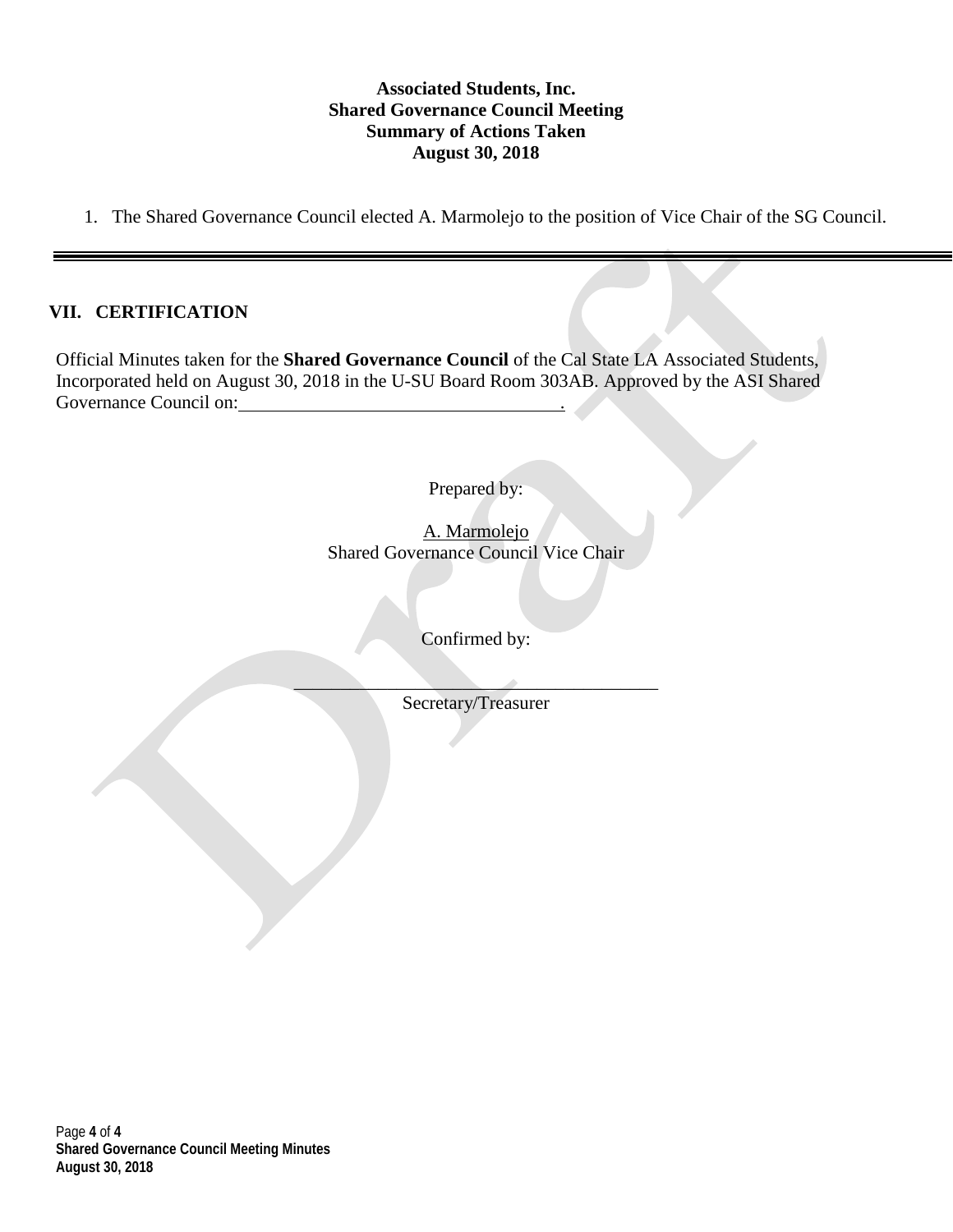**Associated Students, Inc.**
**Shared Governance Council Meeting**
**Summary of Actions Taken**
**August 30, 2018**

1. The Shared Governance Council elected A. Marmolejo to the position of Vice Chair of the SG Council.

---

## VII. CERTIFICATION

Official Minutes taken for the **Shared Governance Council** of the Cal State LA Associated Students, Incorporated held on August 30, 2018 in the U-SU Board Room 303AB. Approved by the ASI Shared Governance Council on:\_\_\_\_\_\_\_\_\_\_\_\_\_\_\_\_\_\_\_\_\_\_\_\_\_\_\_\_\_\_\_\_\_\_\_\_.

Prepared by:

A. Marmolejo
Shared Governance Council Vice Chair

Confirmed by:

\_\_\_\_\_\_\_\_\_\_\_\_\_\_\_\_\_\_\_\_\_\_\_\_\_\_\_\_\_\_\_\_\_\_\_\_\_\_\_\_
Secretary/Treasurer